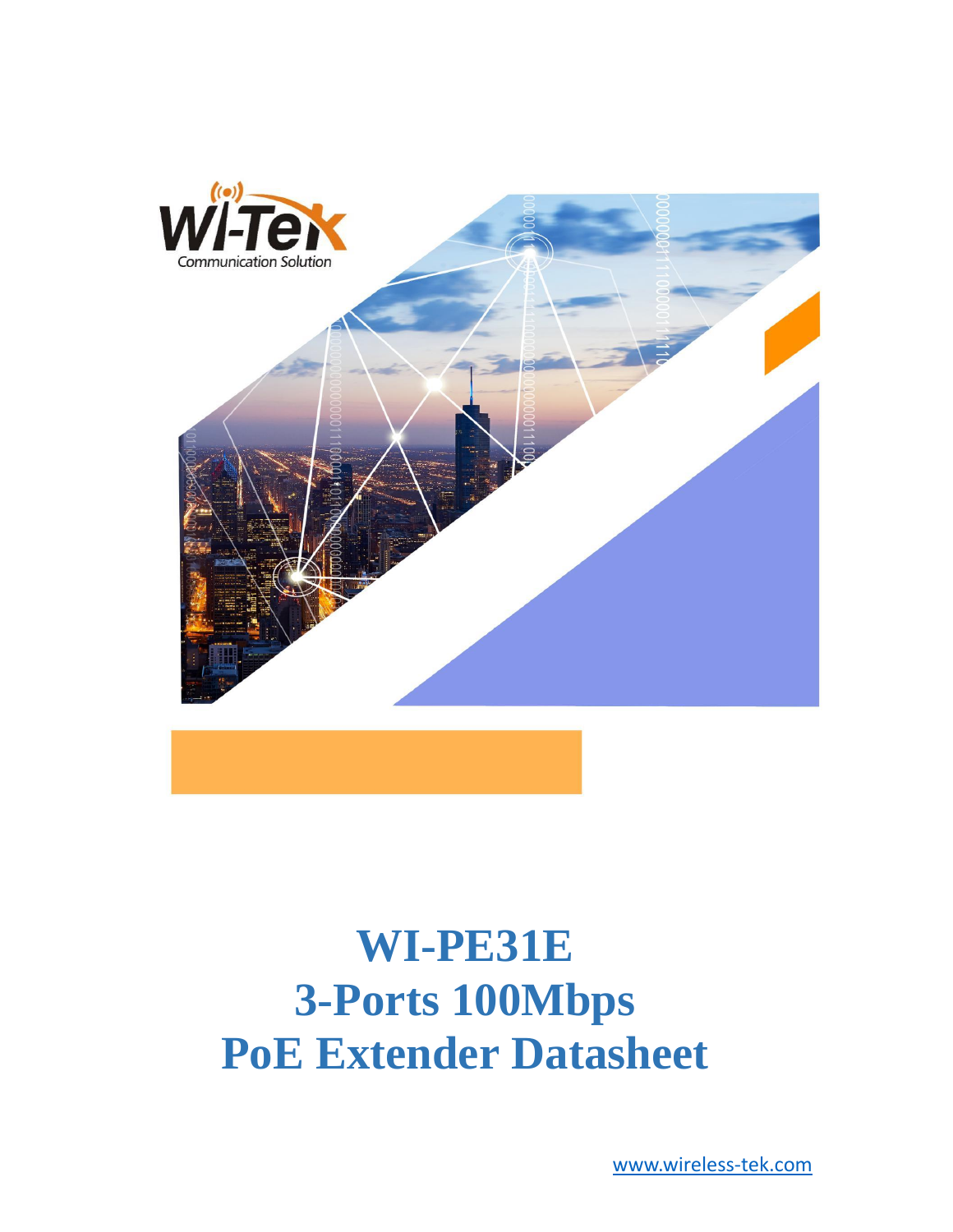Wi-Tek

Communication Solution

# WI-PE31E
# 3-Ports 100Mbps
# PoE Extender Datasheet

www.wireless-tek.com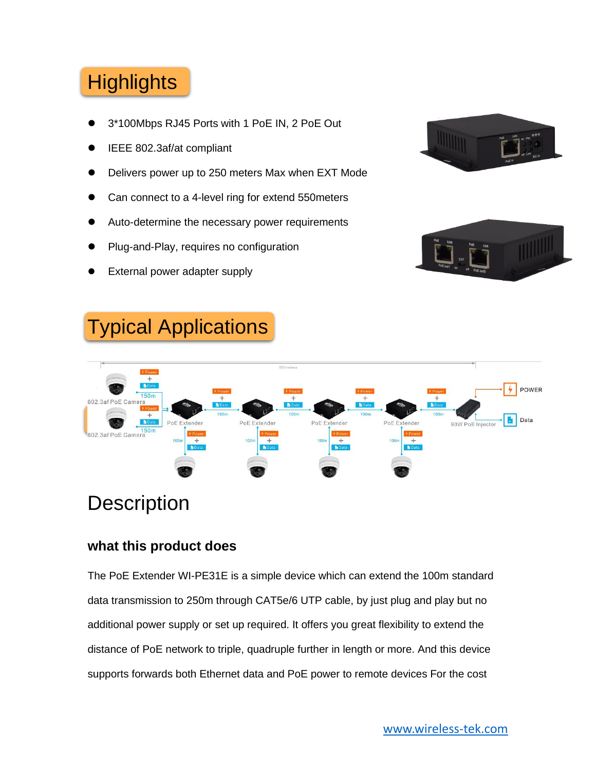# Highlights

- 3*100Mbps RJ45 Ports with 1 PoE IN, 2 PoE Out
- IEEE 802.3af/at compliant
- Delivers power up to 250 meters Max when EXT Mode
- Can connect to a 4-level ring for extend 550meters
- Auto-determine the necessary power requirements
- Plug-and-Play, requires no configuration
- External power adapter supply

# Typical Applications

# Description

### what this product does

The PoE Extender WI-PE31E is a simple device which can extend the 100m standard data transmission to 250m through CAT5e/6 UTP cable, by just plug and play but no additional power supply or set up required. It offers you great flexibility to extend the distance of PoE network to triple, quadruple further in length or more. And this device supports forwards both Ethernet data and PoE power to remote devices For the cost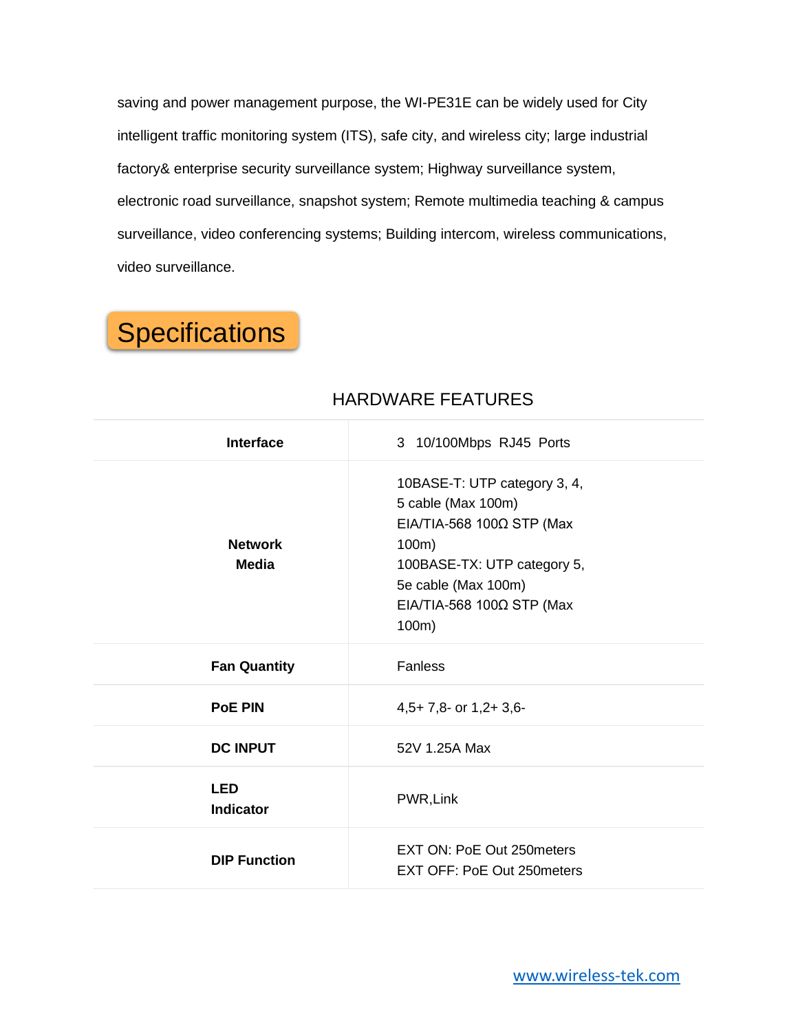saving and power management purpose, the WI-PE31E can be widely used for City intelligent traffic monitoring system (ITS), safe city, and wireless city; large industrial factory& enterprise security surveillance system; Highway surveillance system, electronic road surveillance, snapshot system; Remote multimedia teaching & campus surveillance, video conferencing systems; Building intercom, wireless communications, video surveillance.

## Specifications

### HARDWARE FEATURES

| | |
|---|---|
| **Interface** | 3 10/100Mbps RJ45 Ports |
| **Network Media** | 10BASE-T: UTP category 3, 4, 5 cable (Max 100m)<br>EIA/TIA-568 100Ω STP (Max 100m)<br>100BASE-TX: UTP category 5, 5e cable (Max 100m)<br>EIA/TIA-568 100Ω STP (Max 100m) |
| **Fan Quantity** | Fanless |
| **PoE PIN** | 4,5+ 7,8- or 1,2+ 3,6- |
| **DC INPUT** | 52V 1.25A Max |
| **LED Indicator** | PWR,Link |
| **DIP Function** | EXT ON: PoE Out 250meters<br>EXT OFF: PoE Out 250meters |

www.wireless-tek.com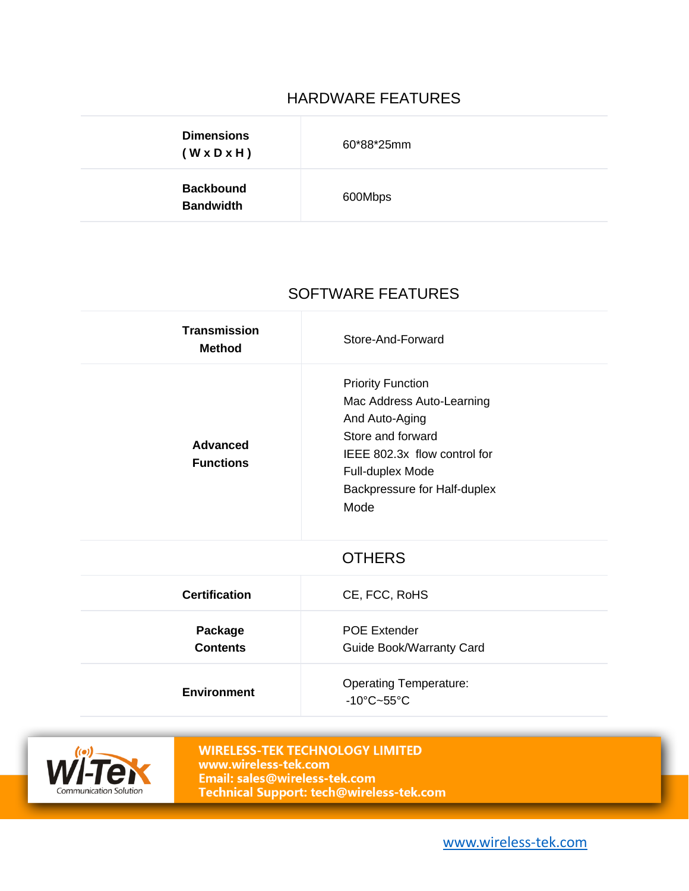## HARDWARE FEATURES

| | |
|---|---|
| **Dimensions ( W x D x H )** | 60*88*25mm |
| **Backbound Bandwidth** | 600Mbps |

## SOFTWARE FEATURES

| | |
|---|---|
| **Transmission Method** | Store-And-Forward |
| **Advanced Functions** | Priority Function<br>Mac Address Auto-Learning And Auto-Aging<br>Store and forward<br>IEEE 802.3x flow control for Full-duplex Mode<br>Backpressure for Half-duplex Mode |

## OTHERS

| | |
|---|---|
| **Certification** | CE, FCC, RoHS |
| **Package Contents** | POE Extender<br>Guide Book/Warranty Card |
| **Environment** | Operating Temperature:<br>-10°C~55°C |

Wi-Tek Communication Solution

**WIRELESS-TEK TECHNOLOGY LIMITED**
**www.wireless-tek.com**
**Email: sales@wireless-tek.com**
**Technical Support: tech@wireless-tek.com**

www.wireless-tek.com